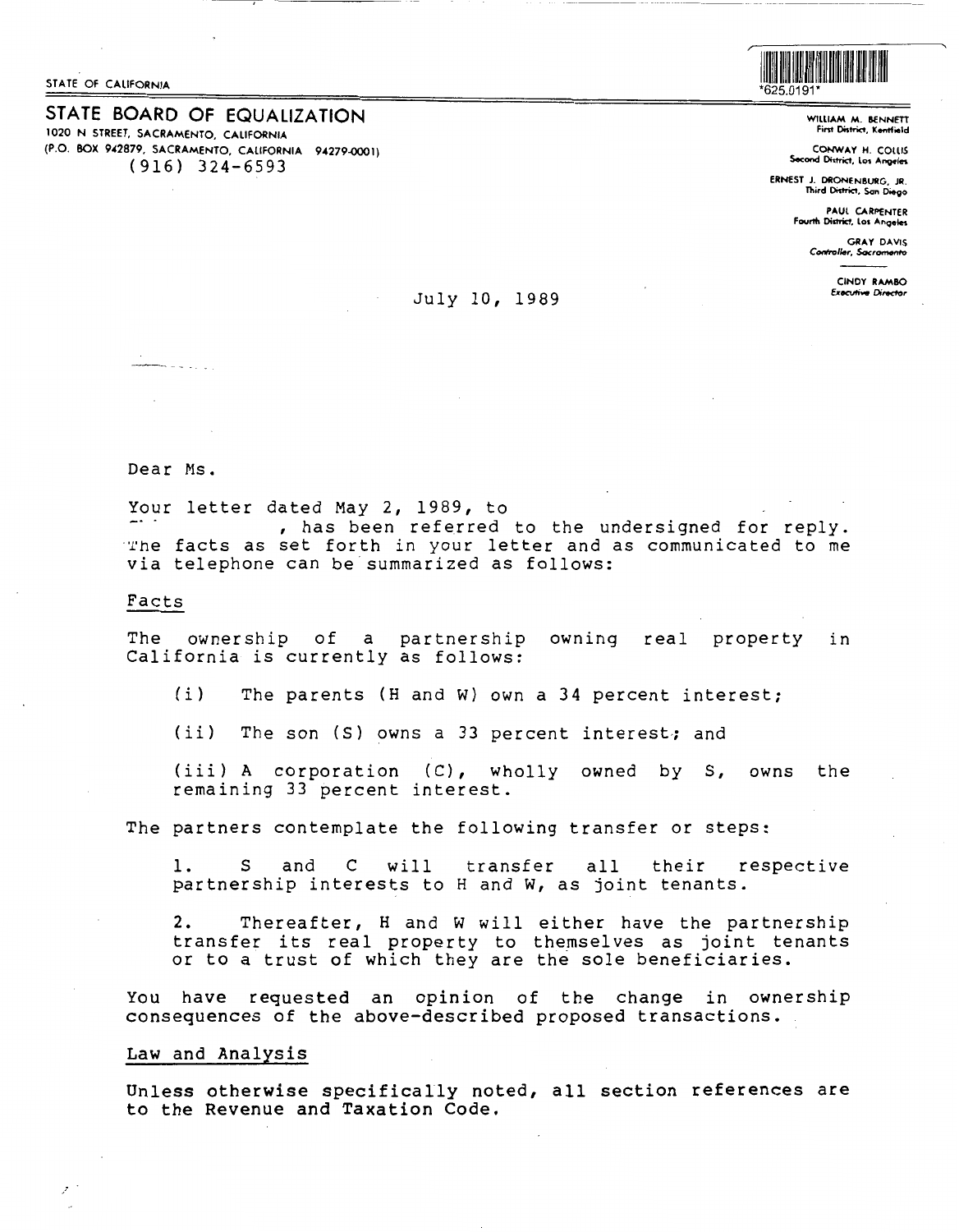STATE OF CALIFORNIA

**STATE BOARD OF EQUALIZATION**
1020 N STREET, SACRAMENTO, CALIFORNIA
(P.O. BOX 942879, SACRAMENTO, CALIFORNIA 94279-0001)
(916) 324-6593

*625.0191*

WILLIAM M. BENNETT
First District, Kentfield

CONWAY H. COLLIS
Second District, Los Angeles

ERNEST J. DRONENBURG, JR.
Third District, San Diego

PAUL CARPENTER
Fourth District, Los Angeles

GRAY DAVIS
Controller, Sacramento

CINDY RAMBO
Executive Director

July 10, 1989

Dear Ms.

Your letter dated May 2, 1989, to , has been referred to the undersigned for reply. The facts as set forth in your letter and as communicated to me via telephone can be summarized as follows:

Facts

The ownership of a partnership owning real property in California is currently as follows:

(i) The parents (H and W) own a 34 percent interest;

(ii) The son (S) owns a 33 percent interest; and

(iii) A corporation (C), wholly owned by S, owns the remaining 33 percent interest.

The partners contemplate the following transfer or steps:

1. S and C will transfer all their respective partnership interests to H and W, as joint tenants.

2. Thereafter, H and W will either have the partnership transfer its real property to themselves as joint tenants or to a trust of which they are the sole beneficiaries.

You have requested an opinion of the change in ownership consequences of the above-described proposed transactions.

Law and Analysis

Unless otherwise specifically noted, all section references are to the Revenue and Taxation Code.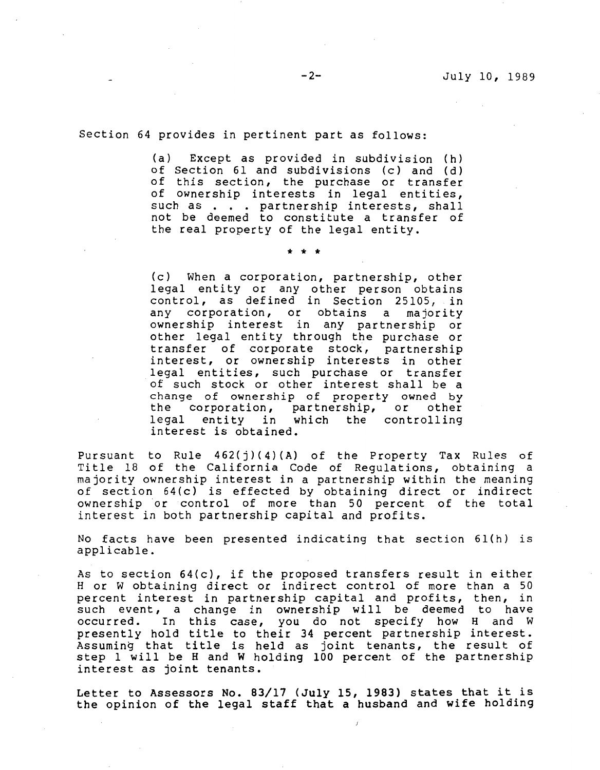Section 64 provides in pertinent part as follows:

> (a) Except as provided in subdivision (h) of Section 61 and subdivisions (c) and (d) of this section, the purchase or transfer of ownership interests in legal entities, such as . . . partnership interests, shall not be deemed to constitute a transfer of the real property of the legal entity.
>
> \* \* \*
>
> (c) When a corporation, partnership, other legal entity or any other person obtains control, as defined in Section 25105, in any corporation, or obtains a majority ownership interest in any partnership or other legal entity through the purchase or transfer of corporate stock, partnership interest, or ownership interests in other legal entities, such purchase or transfer of such stock or other interest shall be a change of ownership of property owned by the corporation, partnership, or other legal entity in which the controlling interest is obtained.

Pursuant to Rule 462(j)(4)(A) of the Property Tax Rules of Title 18 of the California Code of Regulations, obtaining a majority ownership interest in a partnership within the meaning of section 64(c) is effected by obtaining direct or indirect ownership or control of more than 50 percent of the total interest in both partnership capital and profits.

No facts have been presented indicating that section 61(h) is applicable.

As to section 64(c), if the proposed transfers result in either H or W obtaining direct or indirect control of more than a 50 percent interest in partnership capital and profits, then, in such event, a change in ownership will be deemed to have occurred. In this case, you do not specify how H and W presently hold title to their 34 percent partnership interest. Assuming that title is held as joint tenants, the result of step 1 will be H and W holding 100 percent of the partnership interest as joint tenants.

Letter to Assessors No. 83/17 (July 15, 1983) states that it is the opinion of the legal staff that a husband and wife holding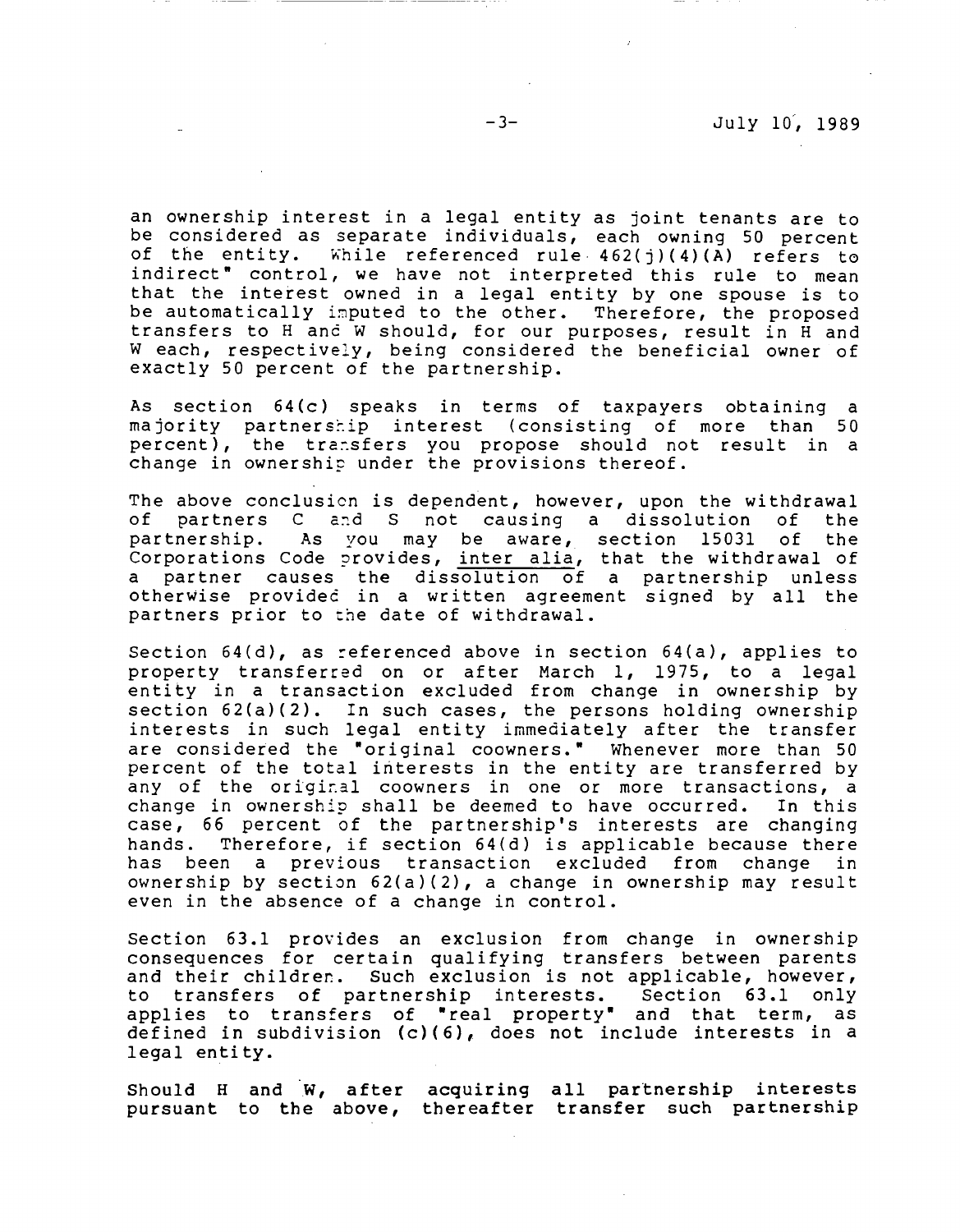an ownership interest in a legal entity as joint tenants are to be considered as separate individuals, each owning 50 percent of the entity. While referenced rule 462(j)(4)(A) refers to indirect" control, we have not interpreted this rule to mean that the interest owned in a legal entity by one spouse is to be automatically imputed to the other. Therefore, the proposed transfers to H and W should, for our purposes, result in H and W each, respectively, being considered the beneficial owner of exactly 50 percent of the partnership.

As section 64(c) speaks in terms of taxpayers obtaining a majority partnership interest (consisting of more than 50 percent), the transfers you propose should not result in a change in ownership under the provisions thereof.

The above conclusion is dependent, however, upon the withdrawal of partners C and S not causing a dissolution of the partnership. As you may be aware, section 15031 of the Corporations Code provides, inter alia, that the withdrawal of a partner causes the dissolution of a partnership unless otherwise provided in a written agreement signed by all the partners prior to the date of withdrawal.

Section 64(d), as referenced above in section 64(a), applies to property transferred on or after March 1, 1975, to a legal entity in a transaction excluded from change in ownership by section 62(a)(2). In such cases, the persons holding ownership interests in such legal entity immediately after the transfer are considered the "original coowners." Whenever more than 50 percent of the total interests in the entity are transferred by any of the original coowners in one or more transactions, a change in ownership shall be deemed to have occurred. In this case, 66 percent of the partnership's interests are changing hands. Therefore, if section 64(d) is applicable because there has been a previous transaction excluded from change in ownership by section 62(a)(2), a change in ownership may result even in the absence of a change in control.

Section 63.1 provides an exclusion from change in ownership consequences for certain qualifying transfers between parents and their children. Such exclusion is not applicable, however, to transfers of partnership interests. Section 63.1 only applies to transfers of "real property" and that term, as defined in subdivision (c)(6), does not include interests in a legal entity.

Should H and W, after acquiring all partnership interests pursuant to the above, thereafter transfer such partnership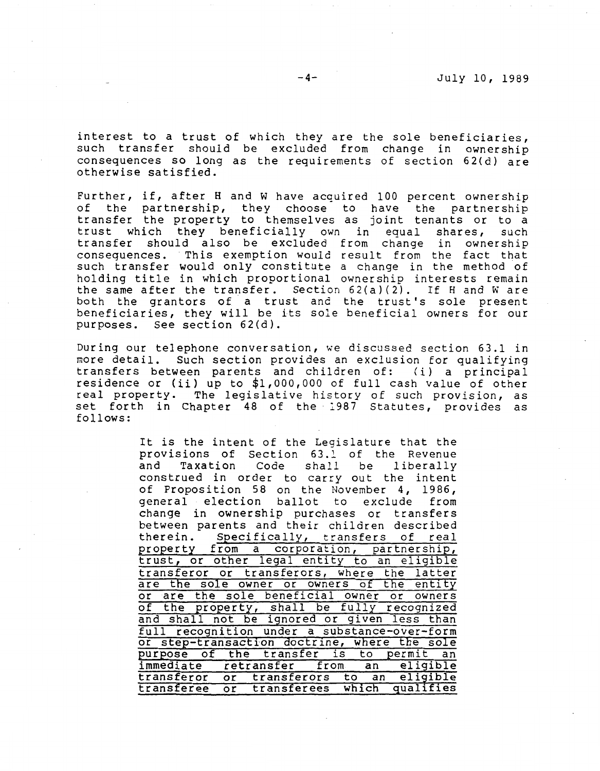interest to a trust of which they are the sole beneficiaries, such transfer should be excluded from change in ownership consequences so long as the requirements of section 62(d) are otherwise satisfied.

Further, if, after H and W have acquired 100 percent ownership of the partnership, they choose to have the partnership transfer the property to themselves as joint tenants or to a trust which they beneficially own in equal shares, such transfer should also be excluded from change in ownership consequences. This exemption would result from the fact that such transfer would only constitute a change in the method of holding title in which proportional ownership interests remain the same after the transfer. Section 62(a)(2). If H and W are both the grantors of a trust and the trust's sole present beneficiaries, they will be its sole beneficial owners for our purposes. See section 62(d).

During our telephone conversation, we discussed section 63.1 in more detail. Such section provides an exclusion for qualifying transfers between parents and children of: (i) a principal residence or (ii) up to $1,000,000 of full cash value of other real property. The legislative history of such provision, as set forth in Chapter 48 of the 1987 Statutes, provides as follows:

> It is the intent of the Legislature that the provisions of Section 63.1 of the Revenue and Taxation Code shall be liberally construed in order to carry out the intent of Proposition 58 on the November 4, 1986, general election ballot to exclude from change in ownership purchases or transfers between parents and their children described therein. <u>Specifically, transfers of real property from a corporation, partnership, trust, or other legal entity to an eligible transferor or transferors, where the latter are the sole owner or owners of the entity or are the sole beneficial owner or owners of the property, shall be fully recognized and shall not be ignored or given less than full recognition under a substance-over-form or step-transaction doctrine, where the sole purpose of the transfer is to permit an immediate retransfer from an eligible transferor or transferors to an eligible transferee or transferees which qualifies</u>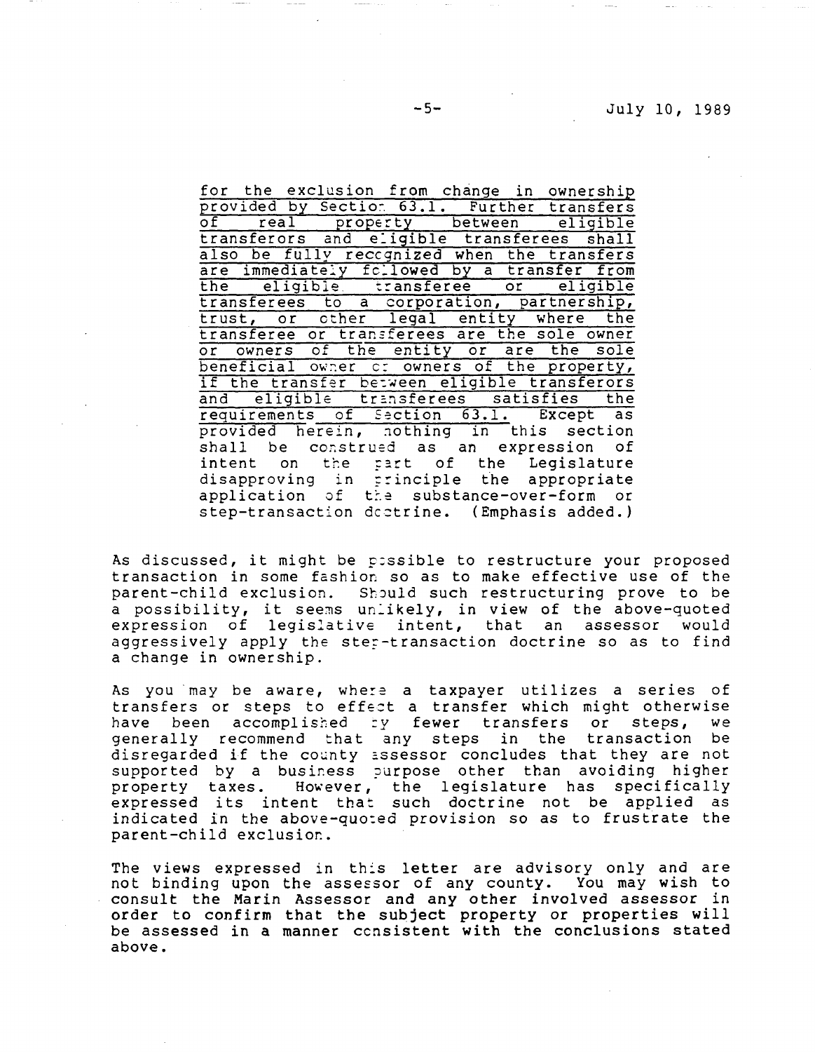> <u>for the exclusion from change in ownership provided by Section 63.1. Further transfers of real property between eligible transferors and eligible transferees shall also be fully recognized when the transfers are immediately followed by a transfer from the eligible transferee or eligible transferees to a corporation, partnership, trust, or other legal entity where the transferee or transferees are the sole owner or owners of the entity or are the sole beneficial owner or owners of the property, if the transfer between eligible transferors and eligible transferees satisfies the requirements of Section 63.1.</u> Except as provided herein, nothing in this section shall be construed as an expression of intent on the part of the Legislature disapproving in principle the appropriate application of the substance-over-form or step-transaction doctrine. (Emphasis added.)

As discussed, it might be possible to restructure your proposed transaction in some fashion so as to make effective use of the parent-child exclusion. Should such restructuring prove to be a possibility, it seems unlikely, in view of the above-quoted expression of legislative intent, that an assessor would aggressively apply the step-transaction doctrine so as to find a change in ownership.

As you may be aware, where a taxpayer utilizes a series of transfers or steps to effect a transfer which might otherwise have been accomplished by fewer transfers or steps, we generally recommend that any steps in the transaction be disregarded if the county assessor concludes that they are not supported by a business purpose other than avoiding higher property taxes. However, the legislature has specifically expressed its intent that such doctrine not be applied as indicated in the above-quoted provision so as to frustrate the parent-child exclusion.

The views expressed in this letter are advisory only and are not binding upon the assessor of any county. You may wish to consult the Marin Assessor and any other involved assessor in order to confirm that the subject property or properties will be assessed in a manner consistent with the conclusions stated above.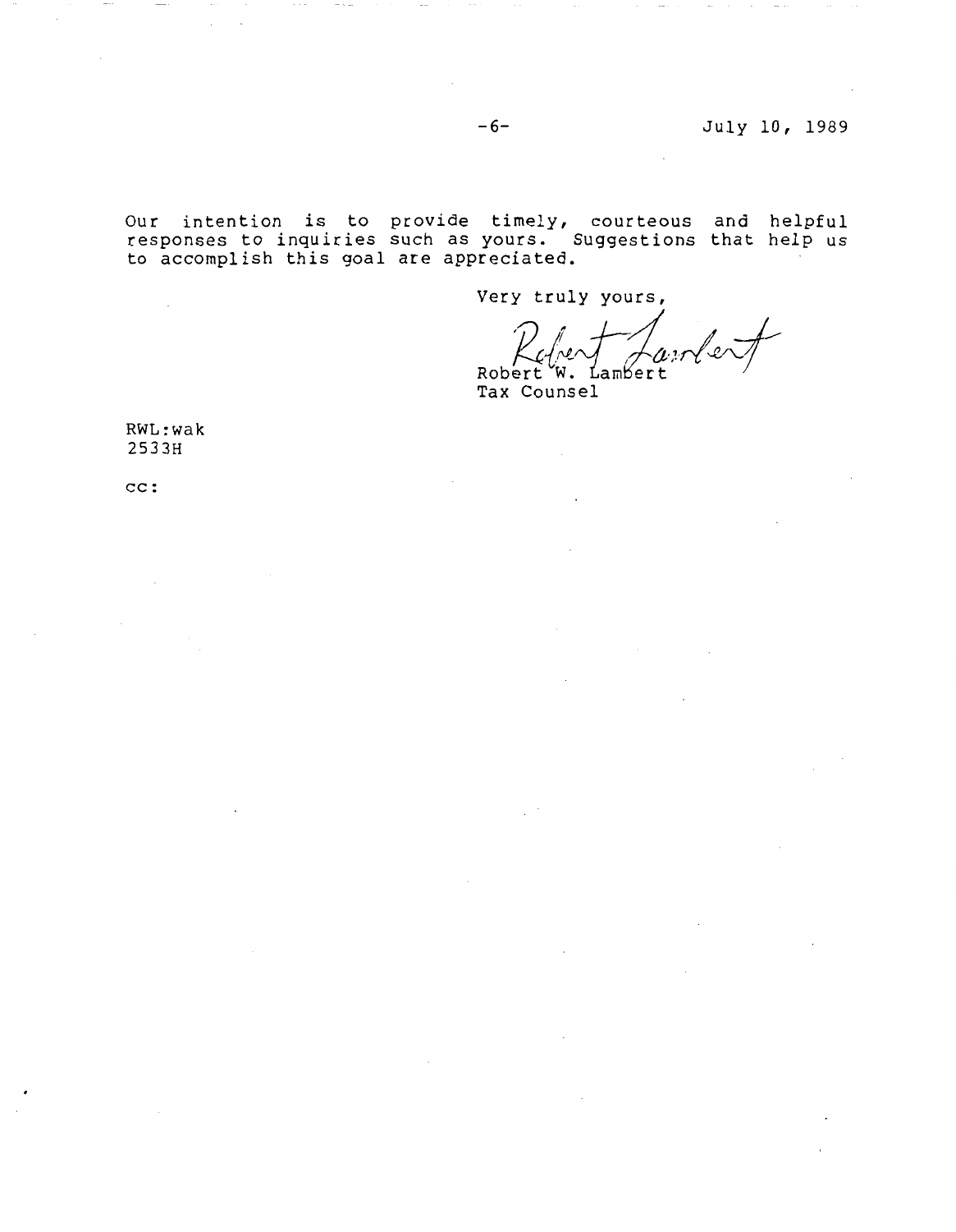Our intention is to provide timely, courteous and helpful responses to inquiries such as yours. Suggestions that help us to accomplish this goal are appreciated.

Very truly yours,

Robert W. Lambert
Tax Counsel

RWL:wak
2533H

cc: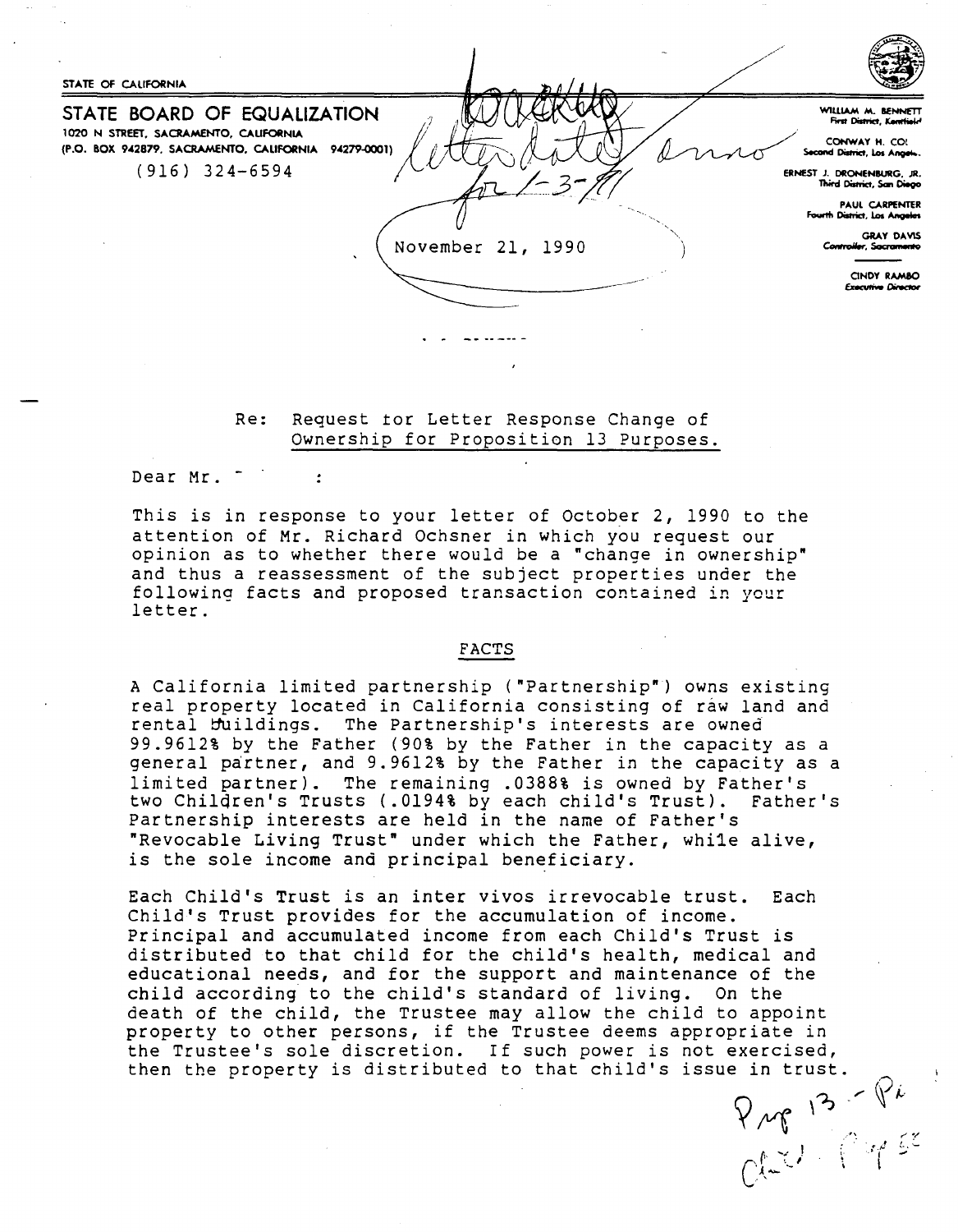STATE OF CALIFORNIA

**STATE BOARD OF EQUALIZATION**
1020 N STREET, SACRAMENTO, CALIFORNIA
(P.O. BOX 942879, SACRAMENTO, CALIFORNIA 94279-0001)
(916) 324-6594

WILLIAM M. BENNETT
First District, Kentfield

CONWAY H. COLLIS
Second District, Los Angeles

ERNEST J. DRONENBURG, JR.
Third District, San Diego

PAUL CARPENTER
Fourth District, Los Angeles

GRAY DAVIS
Controller, Sacramento

CINDY RAMBO
Executive Director

November 21, 1990

Re: Request for Letter Response Change of Ownership for Proposition 13 Purposes.

Dear Mr. :

This is in response to your letter of October 2, 1990 to the attention of Mr. Richard Ochsner in which you request our opinion as to whether there would be a "change in ownership" and thus a reassessment of the subject properties under the following facts and proposed transaction contained in your letter.

## FACTS

A California limited partnership ("Partnership") owns existing real property located in California consisting of raw land and rental buildings. The Partnership's interests are owned 99.9612% by the Father (90% by the Father in the capacity as a general partner, and 9.9612% by the Father in the capacity as a limited partner). The remaining .0388% is owned by Father's two Children's Trusts (.0194% by each child's Trust). Father's Partnership interests are held in the name of Father's "Revocable Living Trust" under which the Father, while alive, is the sole income and principal beneficiary.

Each Child's Trust is an inter vivos irrevocable trust. Each Child's Trust provides for the accumulation of income. Principal and accumulated income from each Child's Trust is distributed to that child for the child's health, medical and educational needs, and for the support and maintenance of the child according to the child's standard of living. On the death of the child, the Trustee may allow the child to appoint property to other persons, if the Trustee deems appropriate in the Trustee's sole discretion. If such power is not exercised, then the property is distributed to that child's issue in trust.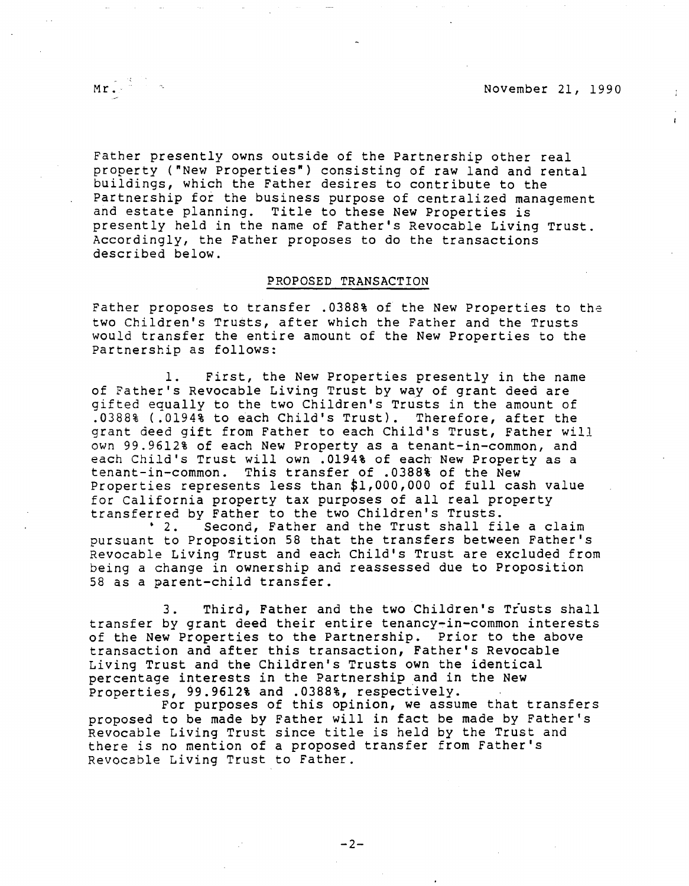Father presently owns outside of the Partnership other real property ("New Properties") consisting of raw land and rental buildings, which the Father desires to contribute to the Partnership for the business purpose of centralized management and estate planning. Title to these New Properties is presently held in the name of Father's Revocable Living Trust. Accordingly, the Father proposes to do the transactions described below.

## PROPOSED TRANSACTION

Father proposes to transfer .0388% of the New Properties to the two Children's Trusts, after which the Father and the Trusts would transfer the entire amount of the New Properties to the Partnership as follows:

1. First, the New Properties presently in the name of Father's Revocable Living Trust by way of grant deed are gifted equally to the two Children's Trusts in the amount of .0388% (.0194% to each Child's Trust). Therefore, after the grant deed gift from Father to each Child's Trust, Father will own 99.9612% of each New Property as a tenant-in-common, and each Child's Trust will own .0194% of each New Property as a tenant-in-common. This transfer of .0388% of the New Properties represents less than $1,000,000 of full cash value for California property tax purposes of all real property transferred by Father to the two Children's Trusts.

2. Second, Father and the Trust shall file a claim pursuant to Proposition 58 that the transfers between Father's Revocable Living Trust and each Child's Trust are excluded from being a change in ownership and reassessed due to Proposition 58 as a parent-child transfer.

3. Third, Father and the two Children's Trusts shall transfer by grant deed their entire tenancy-in-common interests of the New Properties to the Partnership. Prior to the above transaction and after this transaction, Father's Revocable Living Trust and the Children's Trusts own the identical percentage interests in the Partnership and in the New Properties, 99.9612% and .0388%, respectively.

For purposes of this opinion, we assume that transfers proposed to be made by Father will in fact be made by Father's Revocable Living Trust since title is held by the Trust and there is no mention of a proposed transfer from Father's Revocable Living Trust to Father.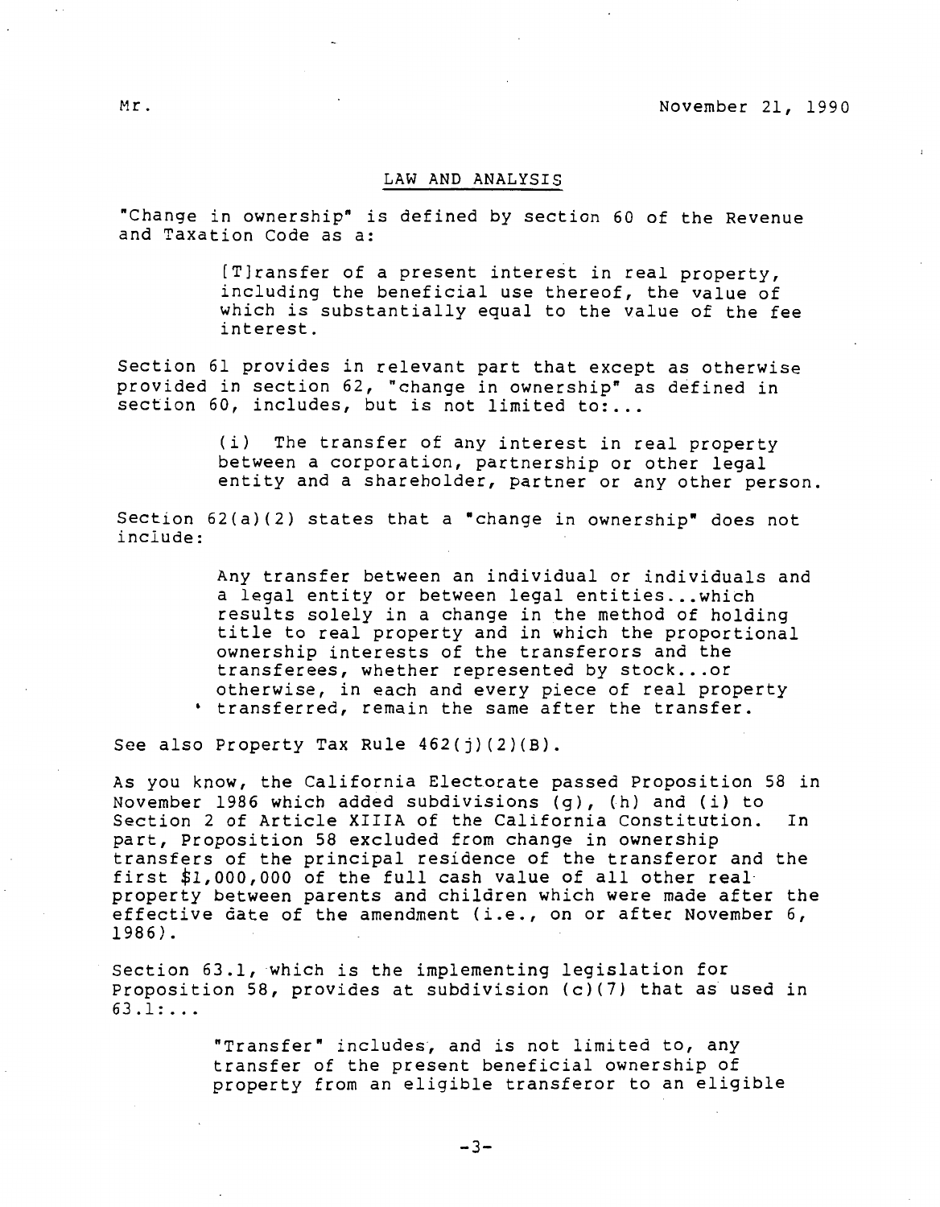## LAW AND ANALYSIS

"Change in ownership" is defined by section 60 of the Revenue and Taxation Code as a:

> [T]ransfer of a present interest in real property, including the beneficial use thereof, the value of which is substantially equal to the value of the fee interest.

Section 61 provides in relevant part that except as otherwise provided in section 62, "change in ownership" as defined in section 60, includes, but is not limited to:...

> (i) The transfer of any interest in real property between a corporation, partnership or other legal entity and a shareholder, partner or any other person.

Section 62(a)(2) states that a "change in ownership" does not include:

> Any transfer between an individual or individuals and a legal entity or between legal entities...which results solely in a change in the method of holding title to real property and in which the proportional ownership interests of the transferors and the transferees, whether represented by stock...or otherwise, in each and every piece of real property transferred, remain the same after the transfer.

See also Property Tax Rule 462(j)(2)(B).

As you know, the California Electorate passed Proposition 58 in November 1986 which added subdivisions (g), (h) and (i) to Section 2 of Article XIIIA of the California Constitution. In part, Proposition 58 excluded from change in ownership transfers of the principal residence of the transferor and the first $1,000,000 of the full cash value of all other real property between parents and children which were made after the effective date of the amendment (i.e., on or after November 6, 1986).

Section 63.1, which is the implementing legislation for Proposition 58, provides at subdivision (c)(7) that as used in 63.1:...

> "Transfer" includes, and is not limited to, any transfer of the present beneficial ownership of property from an eligible transferor to an eligible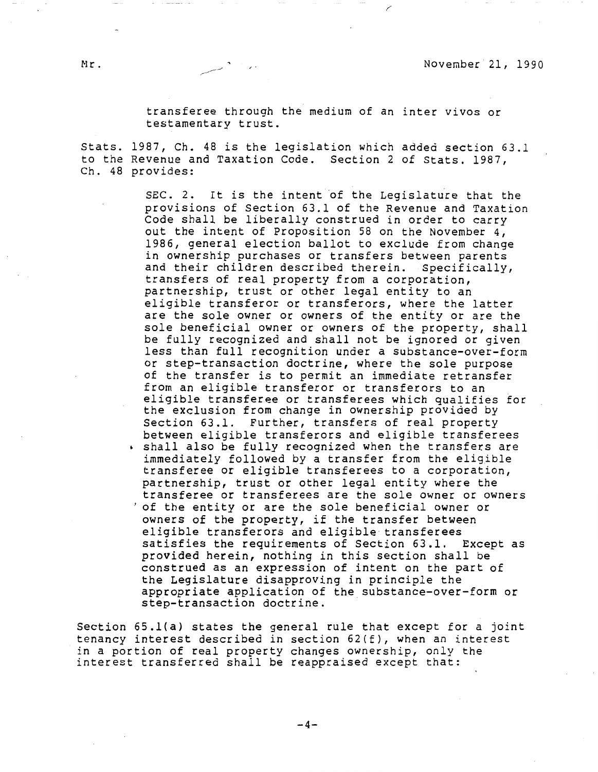transferee through the medium of an inter vivos or testamentary trust.

Stats. 1987, Ch. 48 is the legislation which added section 63.1 to the Revenue and Taxation Code. Section 2 of Stats. 1987, Ch. 48 provides:

> SEC. 2. It is the intent of the Legislature that the provisions of Section 63.1 of the Revenue and Taxation Code shall be liberally construed in order to carry out the intent of Proposition 58 on the November 4, 1986, general election ballot to exclude from change in ownership purchases or transfers between parents and their children described therein. Specifically, transfers of real property from a corporation, partnership, trust or other legal entity to an eligible transferor or transferors, where the latter are the sole owner or owners of the entity or are the sole beneficial owner or owners of the property, shall be fully recognized and shall not be ignored or given less than full recognition under a substance-over-form or step-transaction doctrine, where the sole purpose of the transfer is to permit an immediate retransfer from an eligible transferor or transferors to an eligible transferee or transferees which qualifies for the exclusion from change in ownership provided by Section 63.1. Further, transfers of real property between eligible transferors and eligible transferees shall also be fully recognized when the transfers are immediately followed by a transfer from the eligible transferee or eligible transferees to a corporation, partnership, trust or other legal entity where the transferee or transferees are the sole owner or owners of the entity or are the sole beneficial owner or owners of the property, if the transfer between eligible transferors and eligible transferees satisfies the requirements of Section 63.1. Except as provided herein, nothing in this section shall be construed as an expression of intent on the part of the Legislature disapproving in principle the appropriate application of the substance-over-form or step-transaction doctrine.

Section 65.1(a) states the general rule that except for a joint tenancy interest described in section 62(f), when an interest in a portion of real property changes ownership, only the interest transferred shall be reappraised except that: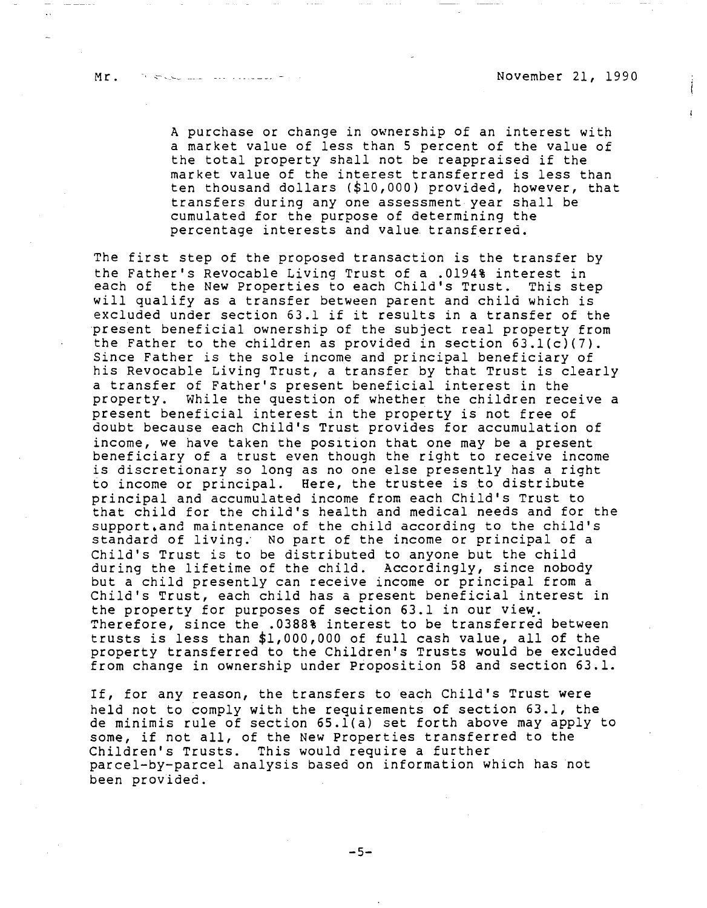> A purchase or change in ownership of an interest with a market value of less than 5 percent of the value of the total property shall not be reappraised if the market value of the interest transferred is less than ten thousand dollars ($10,000) provided, however, that transfers during any one assessment year shall be cumulated for the purpose of determining the percentage interests and value transferred.

The first step of the proposed transaction is the transfer by the Father's Revocable Living Trust of a .0194% interest in each of the New Properties to each Child's Trust. This step will qualify as a transfer between parent and child which is excluded under section 63.1 if it results in a transfer of the present beneficial ownership of the subject real property from the Father to the children as provided in section 63.1(c)(7). Since Father is the sole income and principal beneficiary of his Revocable Living Trust, a transfer by that Trust is clearly a transfer of Father's present beneficial interest in the property. While the question of whether the children receive a present beneficial interest in the property is not free of doubt because each Child's Trust provides for accumulation of income, we have taken the position that one may be a present beneficiary of a trust even though the right to receive income is discretionary so long as no one else presently has a right to income or principal. Here, the trustee is to distribute principal and accumulated income from each Child's Trust to that child for the child's health and medical needs and for the support and maintenance of the child according to the child's standard of living. No part of the income or principal of a Child's Trust is to be distributed to anyone but the child during the lifetime of the child. Accordingly, since nobody but a child presently can receive income or principal from a Child's Trust, each child has a present beneficial interest in the property for purposes of section 63.1 in our view. Therefore, since the .0388% interest to be transferred between trusts is less than $1,000,000 of full cash value, all of the property transferred to the Children's Trusts would be excluded from change in ownership under Proposition 58 and section 63.1.

If, for any reason, the transfers to each Child's Trust were held not to comply with the requirements of section 63.1, the de minimis rule of section 65.1(a) set forth above may apply to some, if not all, of the New Properties transferred to the Children's Trusts. This would require a further parcel-by-parcel analysis based on information which has not been provided.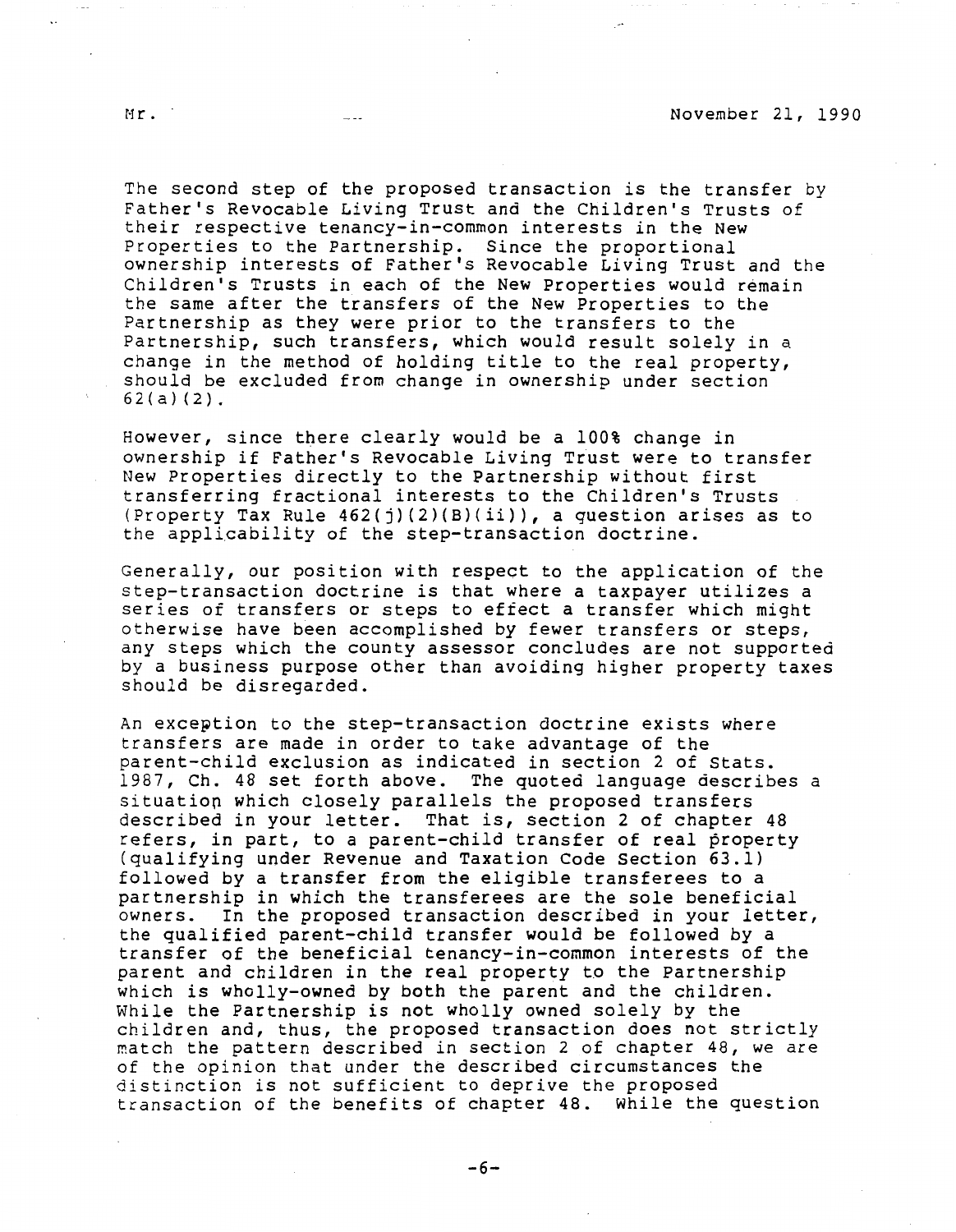The second step of the proposed transaction is the transfer by Father's Revocable Living Trust and the Children's Trusts of their respective tenancy-in-common interests in the New Properties to the Partnership. Since the proportional ownership interests of Father's Revocable Living Trust and the Children's Trusts in each of the New Properties would remain the same after the transfers of the New Properties to the Partnership as they were prior to the transfers to the Partnership, such transfers, which would result solely in a change in the method of holding title to the real property, should be excluded from change in ownership under section 62(a)(2).

However, since there clearly would be a 100% change in ownership if Father's Revocable Living Trust were to transfer New Properties directly to the Partnership without first transferring fractional interests to the Children's Trusts (Property Tax Rule 462(j)(2)(B)(ii)), a question arises as to the applicability of the step-transaction doctrine.

Generally, our position with respect to the application of the step-transaction doctrine is that where a taxpayer utilizes a series of transfers or steps to effect a transfer which might otherwise have been accomplished by fewer transfers or steps, any steps which the county assessor concludes are not supported by a business purpose other than avoiding higher property taxes should be disregarded.

An exception to the step-transaction doctrine exists where transfers are made in order to take advantage of the parent-child exclusion as indicated in section 2 of Stats. 1987, Ch. 48 set forth above. The quoted language describes a situation which closely parallels the proposed transfers described in your letter. That is, section 2 of chapter 48 refers, in part, to a parent-child transfer of real property (qualifying under Revenue and Taxation Code Section 63.1) followed by a transfer from the eligible transferees to a partnership in which the transferees are the sole beneficial owners. In the proposed transaction described in your letter, the qualified parent-child transfer would be followed by a transfer of the beneficial tenancy-in-common interests of the parent and children in the real property to the Partnership which is wholly-owned by both the parent and the children. While the Partnership is not wholly owned solely by the children and, thus, the proposed transaction does not strictly match the pattern described in section 2 of chapter 48, we are of the opinion that under the described circumstances the distinction is not sufficient to deprive the proposed transaction of the benefits of chapter 48. While the question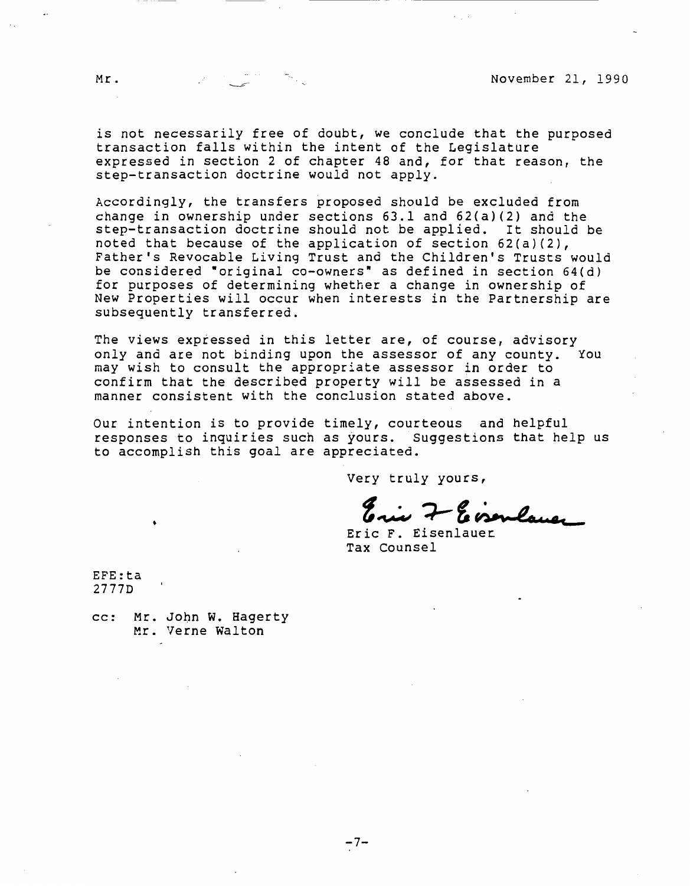is not necessarily free of doubt, we conclude that the purposed transaction falls within the intent of the Legislature expressed in section 2 of chapter 48 and, for that reason, the step-transaction doctrine would not apply.

Accordingly, the transfers proposed should be excluded from change in ownership under sections 63.1 and 62(a)(2) and the step-transaction doctrine should not be applied. It should be noted that because of the application of section 62(a)(2), Father's Revocable Living Trust and the Children's Trusts would be considered "original co-owners" as defined in section 64(d) for purposes of determining whether a change in ownership of New Properties will occur when interests in the Partnership are subsequently transferred.

The views expressed in this letter are, of course, advisory only and are not binding upon the assessor of any county. You may wish to consult the appropriate assessor in order to confirm that the described property will be assessed in a manner consistent with the conclusion stated above.

Our intention is to provide timely, courteous and helpful responses to inquiries such as yours. Suggestions that help us to accomplish this goal are appreciated.

Very truly yours,

Eric F. Eisenlauer

Eric F. Eisenlauer
Tax Counsel

EFE:ta
2777D

cc: Mr. John W. Hagerty
Mr. Verne Walton